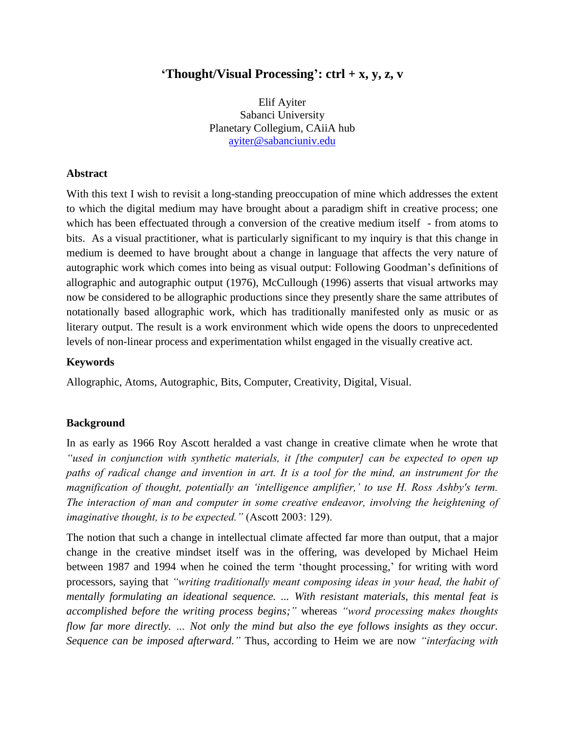# 'Thought/Visual Processing': ctrl + x, y, z, v

Elif Ayiter
Sabanci University
Planetary Collegium, CAiiA hub
ayiter@sabanciuniv.edu

## Abstract

With this text I wish to revisit a long-standing preoccupation of mine which addresses the extent to which the digital medium may have brought about a paradigm shift in creative process; one which has been effectuated through a conversion of the creative medium itself - from atoms to bits. As a visual practitioner, what is particularly significant to my inquiry is that this change in medium is deemed to have brought about a change in language that affects the very nature of autographic work which comes into being as visual output: Following Goodman's definitions of allographic and autographic output (1976), McCullough (1996) asserts that visual artworks may now be considered to be allographic productions since they presently share the same attributes of notationally based allographic work, which has traditionally manifested only as music or as literary output. The result is a work environment which wide opens the doors to unprecedented levels of non-linear process and experimentation whilst engaged in the visually creative act.

## Keywords

Allographic, Atoms, Autographic, Bits, Computer, Creativity, Digital, Visual.

## Background

In as early as 1966 Roy Ascott heralded a vast change in creative climate when he wrote that *"used in conjunction with synthetic materials, it [the computer] can be expected to open up paths of radical change and invention in art. It is a tool for the mind, an instrument for the magnification of thought, potentially an 'intelligence amplifier,' to use H. Ross Ashby's term. The interaction of man and computer in some creative endeavor, involving the heightening of imaginative thought, is to be expected."* (Ascott 2003: 129).

The notion that such a change in intellectual climate affected far more than output, that a major change in the creative mindset itself was in the offering, was developed by Michael Heim between 1987 and 1994 when he coined the term 'thought processing,' for writing with word processors, saying that *"writing traditionally meant composing ideas in your head, the habit of mentally formulating an ideational sequence. ... With resistant materials, this mental feat is accomplished before the writing process begins;"* whereas *"word processing makes thoughts flow far more directly. ... Not only the mind but also the eye follows insights as they occur. Sequence can be imposed afterward."* Thus, according to Heim we are now *"interfacing with*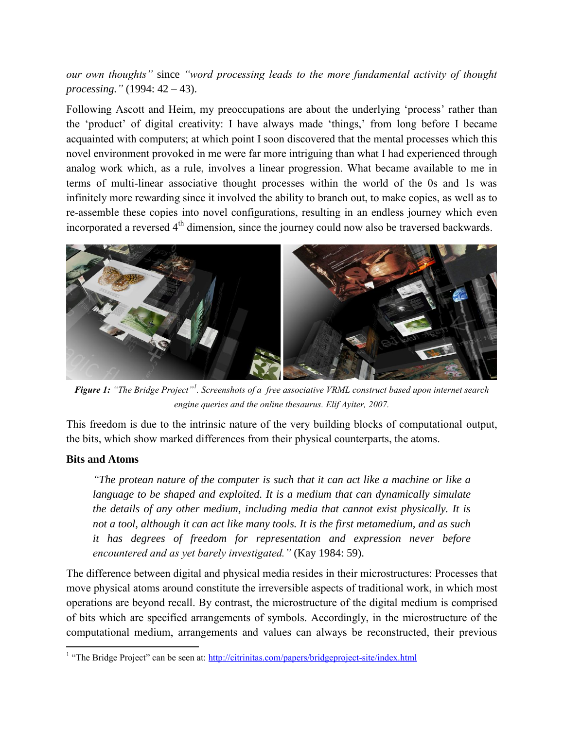*our own thoughts"* since *"word processing leads to the more fundamental activity of thought processing."* (1994: 42 – 43).

Following Ascott and Heim, my preoccupations are about the underlying 'process' rather than the 'product' of digital creativity: I have always made 'things,' from long before I became acquainted with computers; at which point I soon discovered that the mental processes which this novel environment provoked in me were far more intriguing than what I had experienced through analog work which, as a rule, involves a linear progression. What became available to me in terms of multi-linear associative thought processes within the world of the 0s and 1s was infinitely more rewarding since it involved the ability to branch out, to make copies, as well as to re-assemble these copies into novel configurations, resulting in an endless journey which even incorporated a reversed 4th dimension, since the journey could now also be traversed backwards.

***Figure 1:*** *"The Bridge Project"[1]. Screenshots of a free associative VRML construct based upon internet search engine queries and the online thesaurus. Elif Ayiter, 2007.*

This freedom is due to the intrinsic nature of the very building blocks of computational output, the bits, which show marked differences from their physical counterparts, the atoms.

### Bits and Atoms

> *"The protean nature of the computer is such that it can act like a machine or like a language to be shaped and exploited. It is a medium that can dynamically simulate the details of any other medium, including media that cannot exist physically. It is not a tool, although it can act like many tools. It is the first metamedium, and as such it has degrees of freedom for representation and expression never before encountered and as yet barely investigated."* (Kay 1984: 59).

The difference between digital and physical media resides in their microstructures: Processes that move physical atoms around constitute the irreversible aspects of traditional work, in which most operations are beyond recall. By contrast, the microstructure of the digital medium is comprised of bits which are specified arrangements of symbols. Accordingly, in the microstructure of the computational medium, arrangements and values can always be reconstructed, their previous

---

[1] "The Bridge Project" can be seen at: http://citrinitas.com/papers/bridgeproject-site/index.html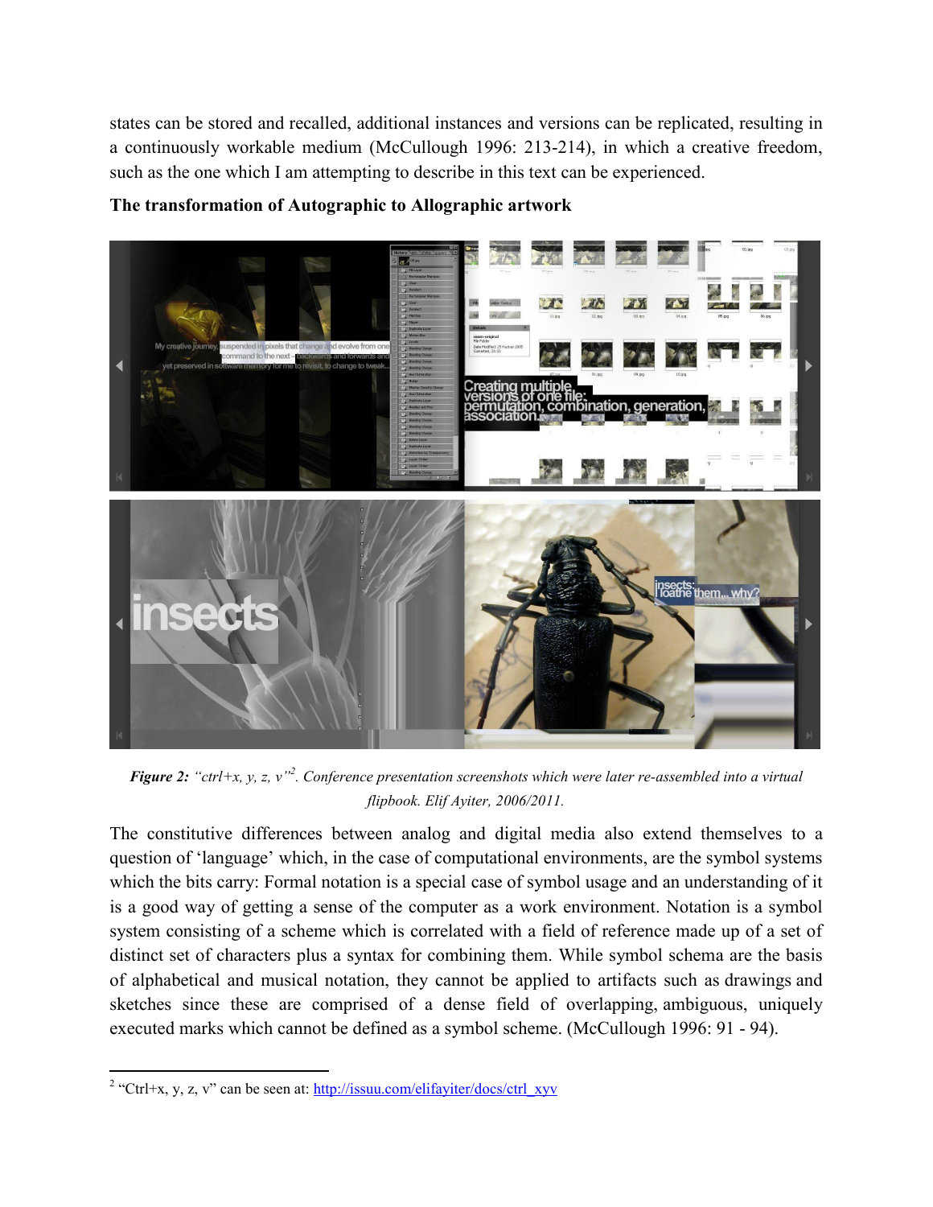states can be stored and recalled, additional instances and versions can be replicated, resulting in a continuously workable medium (McCullough 1996: 213-214), in which a creative freedom, such as the one which I am attempting to describe in this text can be experienced.

**The transformation of Autographic to Allographic artwork**

***Figure 2:*** *"ctrl+x, y, z, v"*[2]*. Conference presentation screenshots which were later re-assembled into a virtual flipbook. Elif Ayiter, 2006/2011.*

The constitutive differences between analog and digital media also extend themselves to a question of 'language' which, in the case of computational environments, are the symbol systems which the bits carry: Formal notation is a special case of symbol usage and an understanding of it is a good way of getting a sense of the computer as a work environment. Notation is a symbol system consisting of a scheme which is correlated with a field of reference made up of a set of distinct set of characters plus a syntax for combining them. While symbol schema are the basis of alphabetical and musical notation, they cannot be applied to artifacts such as drawings and sketches since these are comprised of a dense field of overlapping, ambiguous, uniquely executed marks which cannot be defined as a symbol scheme. (McCullough 1996: 91 - 94).

---

[2] "Ctrl+x, y, z, v" can be seen at: http://issuu.com/elifayiter/docs/ctrl_xyv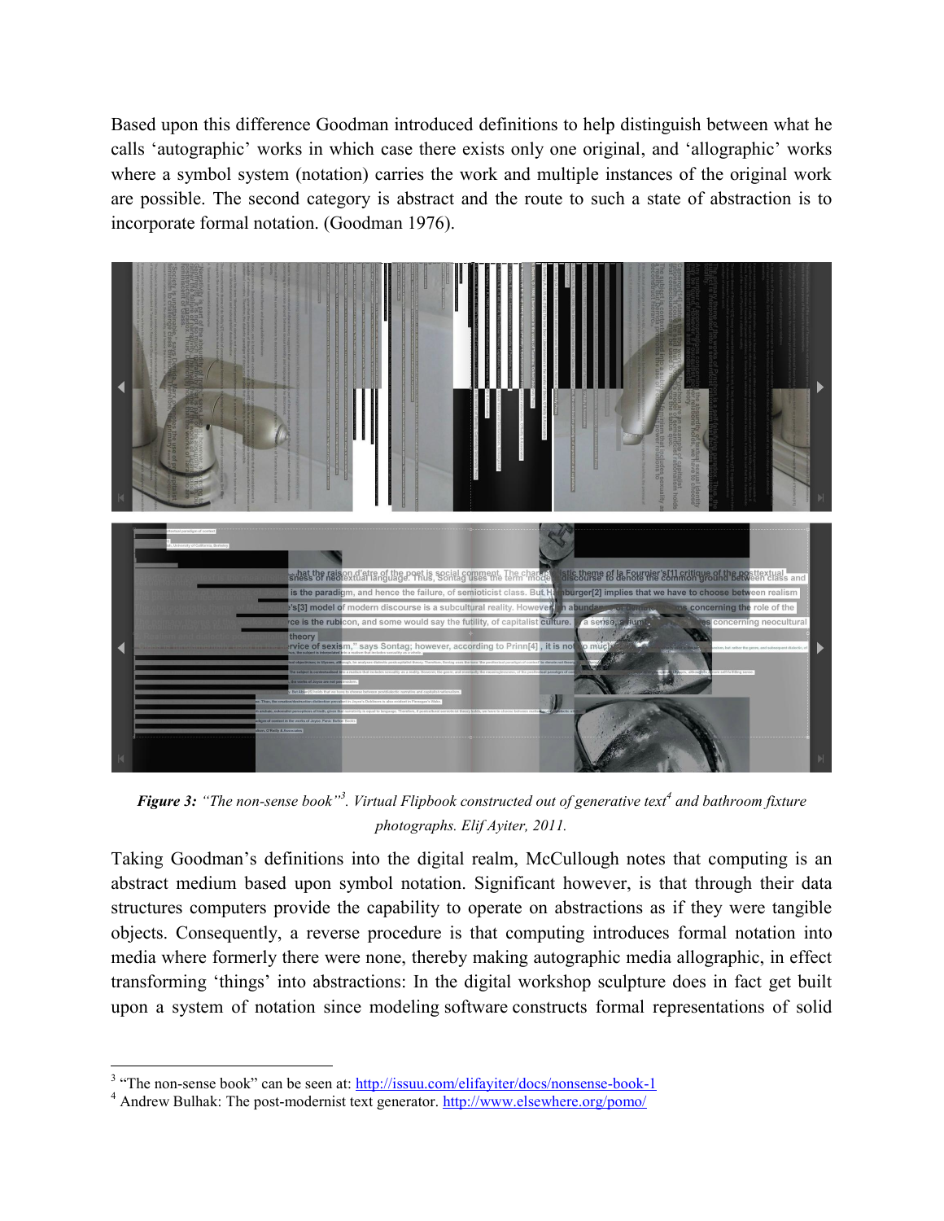Based upon this difference Goodman introduced definitions to help distinguish between what he calls 'autographic' works in which case there exists only one original, and 'allographic' works where a symbol system (notation) carries the work and multiple instances of the original work are possible. The second category is abstract and the route to such a state of abstraction is to incorporate formal notation. (Goodman 1976).

***Figure 3:*** *"The non-sense book"[3]. Virtual Flipbook constructed out of generative text[4] and bathroom fixture photographs. Elif Ayiter, 2011.*

Taking Goodman's definitions into the digital realm, McCullough notes that computing is an abstract medium based upon symbol notation. Significant however, is that through their data structures computers provide the capability to operate on abstractions as if they were tangible objects. Consequently, a reverse procedure is that computing introduces formal notation into media where formerly there were none, thereby making autographic media allographic, in effect transforming 'things' into abstractions: In the digital workshop sculpture does in fact get built upon a system of notation since modeling software constructs formal representations of solid

[3] "The non-sense book" can be seen at: http://issuu.com/elifayiter/docs/nonsense-book-1

[4] Andrew Bulhak: The post-modernist text generator. http://www.elsewhere.org/pomo/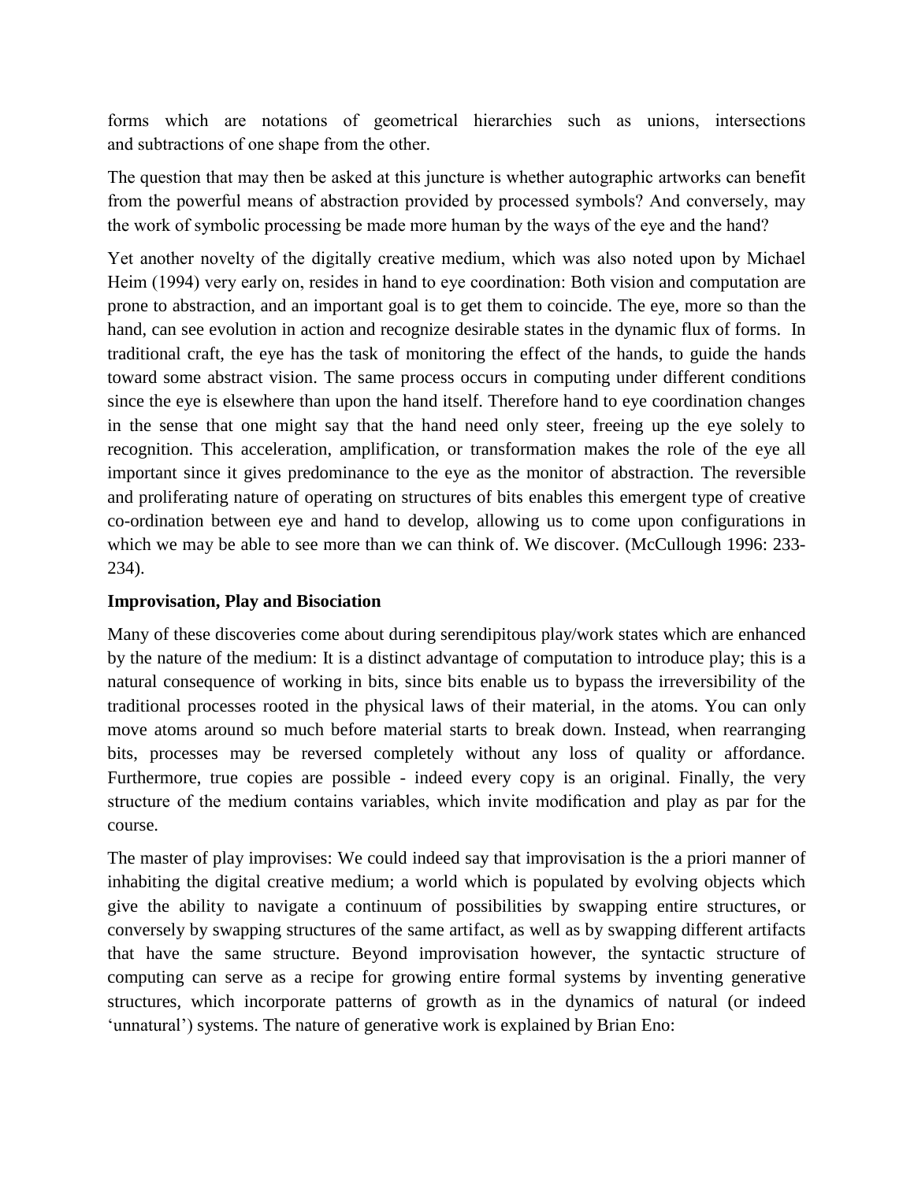forms which are notations of geometrical hierarchies such as unions, intersections and subtractions of one shape from the other.

The question that may then be asked at this juncture is whether autographic artworks can benefit from the powerful means of abstraction provided by processed symbols? And conversely, may the work of symbolic processing be made more human by the ways of the eye and the hand?

Yet another novelty of the digitally creative medium, which was also noted upon by Michael Heim (1994) very early on, resides in hand to eye coordination: Both vision and computation are prone to abstraction, and an important goal is to get them to coincide. The eye, more so than the hand, can see evolution in action and recognize desirable states in the dynamic flux of forms. In traditional craft, the eye has the task of monitoring the effect of the hands, to guide the hands toward some abstract vision. The same process occurs in computing under different conditions since the eye is elsewhere than upon the hand itself. Therefore hand to eye coordination changes in the sense that one might say that the hand need only steer, freeing up the eye solely to recognition. This acceleration, amplification, or transformation makes the role of the eye all important since it gives predominance to the eye as the monitor of abstraction. The reversible and proliferating nature of operating on structures of bits enables this emergent type of creative co-ordination between eye and hand to develop, allowing us to come upon configurations in which we may be able to see more than we can think of. We discover. (McCullough 1996: 233-234).

**Improvisation, Play and Bisociation**

Many of these discoveries come about during serendipitous play/work states which are enhanced by the nature of the medium: It is a distinct advantage of computation to introduce play; this is a natural consequence of working in bits, since bits enable us to bypass the irreversibility of the traditional processes rooted in the physical laws of their material, in the atoms. You can only move atoms around so much before material starts to break down. Instead, when rearranging bits, processes may be reversed completely without any loss of quality or affordance. Furthermore, true copies are possible - indeed every copy is an original. Finally, the very structure of the medium contains variables, which invite modification and play as par for the course.

The master of play improvises: We could indeed say that improvisation is the a priori manner of inhabiting the digital creative medium; a world which is populated by evolving objects which give the ability to navigate a continuum of possibilities by swapping entire structures, or conversely by swapping structures of the same artifact, as well as by swapping different artifacts that have the same structure. Beyond improvisation however, the syntactic structure of computing can serve as a recipe for growing entire formal systems by inventing generative structures, which incorporate patterns of growth as in the dynamics of natural (or indeed 'unnatural') systems. The nature of generative work is explained by Brian Eno: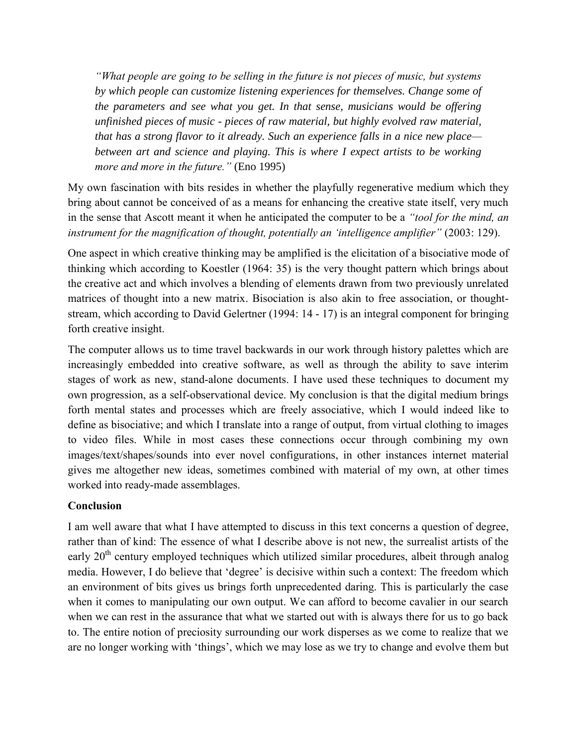> *"What people are going to be selling in the future is not pieces of music, but systems by which people can customize listening experiences for themselves. Change some of the parameters and see what you get. In that sense, musicians would be offering unfinished pieces of music - pieces of raw material, but highly evolved raw material, that has a strong flavor to it already. Such an experience falls in a nice new place—between art and science and playing. This is where I expect artists to be working more and more in the future."* (Eno 1995)

My own fascination with bits resides in whether the playfully regenerative medium which they bring about cannot be conceived of as a means for enhancing the creative state itself, very much in the sense that Ascott meant it when he anticipated the computer to be a *"tool for the mind, an instrument for the magnification of thought, potentially an 'intelligence amplifier"* (2003: 129).

One aspect in which creative thinking may be amplified is the elicitation of a bisociative mode of thinking which according to Koestler (1964: 35) is the very thought pattern which brings about the creative act and which involves a blending of elements drawn from two previously unrelated matrices of thought into a new matrix. Bisociation is also akin to free association, or thought-stream, which according to David Gelertner (1994: 14 - 17) is an integral component for bringing forth creative insight.

The computer allows us to time travel backwards in our work through history palettes which are increasingly embedded into creative software, as well as through the ability to save interim stages of work as new, stand-alone documents. I have used these techniques to document my own progression, as a self-observational device. My conclusion is that the digital medium brings forth mental states and processes which are freely associative, which I would indeed like to define as bisociative; and which I translate into a range of output, from virtual clothing to images to video files. While in most cases these connections occur through combining my own images/text/shapes/sounds into ever novel configurations, in other instances internet material gives me altogether new ideas, sometimes combined with material of my own, at other times worked into ready-made assemblages.

**Conclusion**

I am well aware that what I have attempted to discuss in this text concerns a question of degree, rather than of kind: The essence of what I describe above is not new, the surrealist artists of the early 20th century employed techniques which utilized similar procedures, albeit through analog media. However, I do believe that 'degree' is decisive within such a context: The freedom which an environment of bits gives us brings forth unprecedented daring. This is particularly the case when it comes to manipulating our own output. We can afford to become cavalier in our search when we can rest in the assurance that what we started out with is always there for us to go back to. The entire notion of preciosity surrounding our work disperses as we come to realize that we are no longer working with 'things', which we may lose as we try to change and evolve them but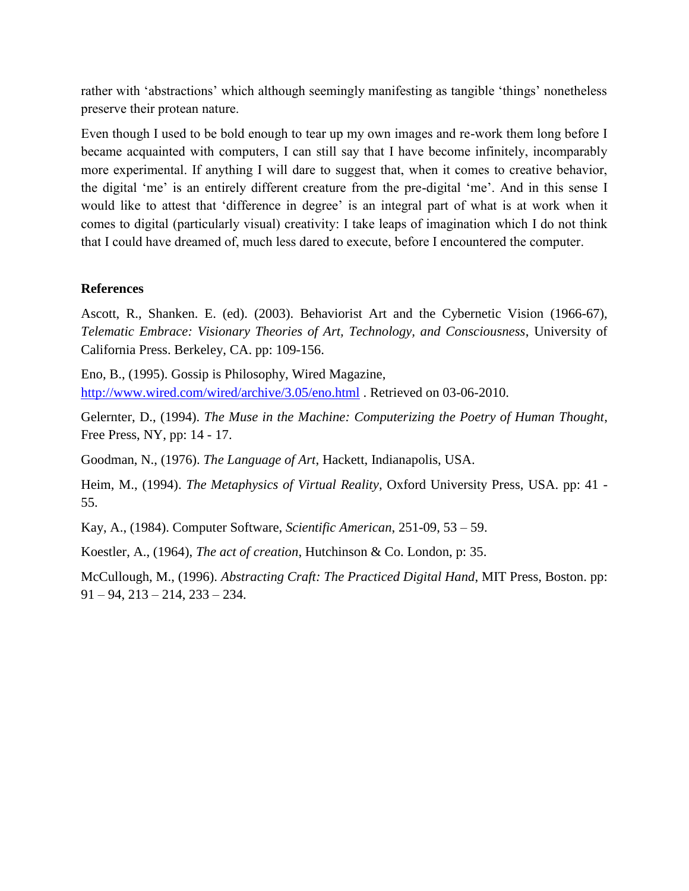rather with 'abstractions' which although seemingly manifesting as tangible 'things' nonetheless preserve their protean nature.

Even though I used to be bold enough to tear up my own images and re-work them long before I became acquainted with computers, I can still say that I have become infinitely, incomparably more experimental. If anything I will dare to suggest that, when it comes to creative behavior, the digital 'me' is an entirely different creature from the pre-digital 'me'. And in this sense I would like to attest that 'difference in degree' is an integral part of what is at work when it comes to digital (particularly visual) creativity: I take leaps of imagination which I do not think that I could have dreamed of, much less dared to execute, before I encountered the computer.

## References

Ascott, R., Shanken. E. (ed). (2003). Behaviorist Art and the Cybernetic Vision (1966-67), *Telematic Embrace: Visionary Theories of Art, Technology, and Consciousness*, University of California Press. Berkeley, CA. pp: 109-156.

Eno, B., (1995). Gossip is Philosophy, Wired Magazine, [http://www.wired.com/wired/archive/3.05/eno.html](http://www.wired.com/wired/archive/3.05/eno.html) . Retrieved on 03-06-2010.

Gelernter, D., (1994). *The Muse in the Machine: Computerizing the Poetry of Human Thought*, Free Press, NY, pp: 14 - 17.

Goodman, N., (1976). *The Language of Art*, Hackett, Indianapolis, USA.

Heim, M., (1994). *The Metaphysics of Virtual Reality*, Oxford University Press, USA. pp: 41 - 55.

Kay, A., (1984). Computer Software, *Scientific American*, 251-09, 53 – 59.

Koestler, A., (1964), *The act of creation*, Hutchinson & Co. London, p: 35.

McCullough, M., (1996). *Abstracting Craft: The Practiced Digital Hand*, MIT Press, Boston. pp: 91 – 94, 213 – 214, 233 – 234.